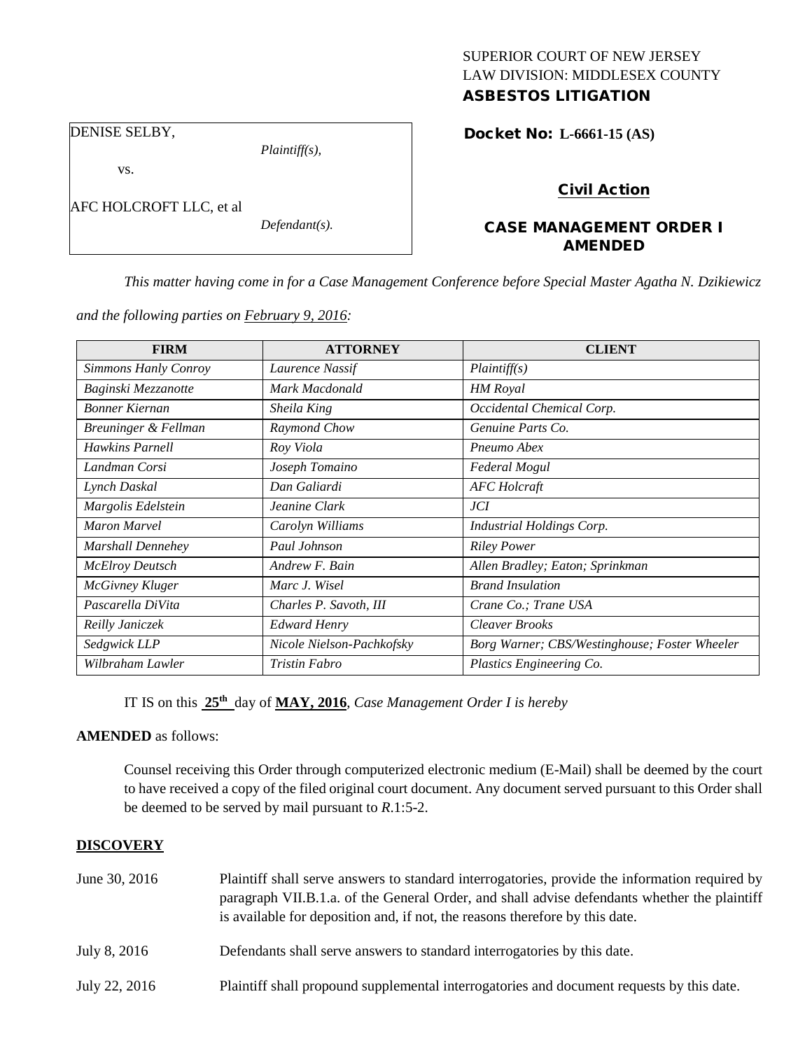SUPERIOR COURT OF NEW JERSEY
LAW DIVISION: MIDDLESEX COUNTY
**ASBESTOS LITIGATION**

| DENISE SELBY, | |
|---|---|
| | *Plaintiff(s),* |
| vs. | |
| AFC HOLCROFT LLC, et al | |
| | *Defendant(s).* |

**Docket No: L-6661-15 (AS)**

**Civil Action**

**CASE MANAGEMENT ORDER I AMENDED**

*This matter having come in for a Case Management Conference before Special Master Agatha N. Dzikiewicz and the following parties on February 9, 2016:*

| FIRM | ATTORNEY | CLIENT |
|---|---|---|
| *Simmons Hanly Conroy* | *Laurence Nassif* | *Plaintiff(s)* |
| *Baginski Mezzanotte* | *Mark Macdonald* | *HM Royal* |
| *Bonner Kiernan* | *Sheila King* | *Occidental Chemical Corp.* |
| *Breuninger & Fellman* | *Raymond Chow* | *Genuine Parts Co.* |
| *Hawkins Parnell* | *Roy Viola* | *Pneumo Abex* |
| *Landman Corsi* | *Joseph Tomaino* | *Federal Mogul* |
| *Lynch Daskal* | *Dan Galiardi* | *AFC Holcraft* |
| *Margolis Edelstein* | *Jeanine Clark* | *JCI* |
| *Maron Marvel* | *Carolyn Williams* | *Industrial Holdings Corp.* |
| *Marshall Dennehey* | *Paul Johnson* | *Riley Power* |
| *McElroy Deutsch* | *Andrew F. Bain* | *Allen Bradley; Eaton; Sprinkman* |
| *McGivney Kluger* | *Marc J. Wisel* | *Brand Insulation* |
| *Pascarella DiVita* | *Charles P. Savoth, III* | *Crane Co.; Trane USA* |
| *Reilly Janiczek* | *Edward Henry* | *Cleaver Brooks* |
| *Sedgwick LLP* | *Nicole Nielson-Pachkofsky* | *Borg Warner; CBS/Westinghouse; Foster Wheeler* |
| *Wilbraham Lawler* | *Tristin Fabro* | *Plastics Engineering Co.* |

IT IS on this **25th** day of **MAY, 2016**, *Case Management Order I is hereby*

**AMENDED** as follows:

Counsel receiving this Order through computerized electronic medium (E-Mail) shall be deemed by the court to have received a copy of the filed original court document. Any document served pursuant to this Order shall be deemed to be served by mail pursuant to *R*.1:5-2.

**DISCOVERY**

| | |
|---|---|
| June 30, 2016 | Plaintiff shall serve answers to standard interrogatories, provide the information required by paragraph VII.B.1.a. of the General Order, and shall advise defendants whether the plaintiff is available for deposition and, if not, the reasons therefore by this date. |
| July 8, 2016 | Defendants shall serve answers to standard interrogatories by this date. |
| July 22, 2016 | Plaintiff shall propound supplemental interrogatories and document requests by this date. |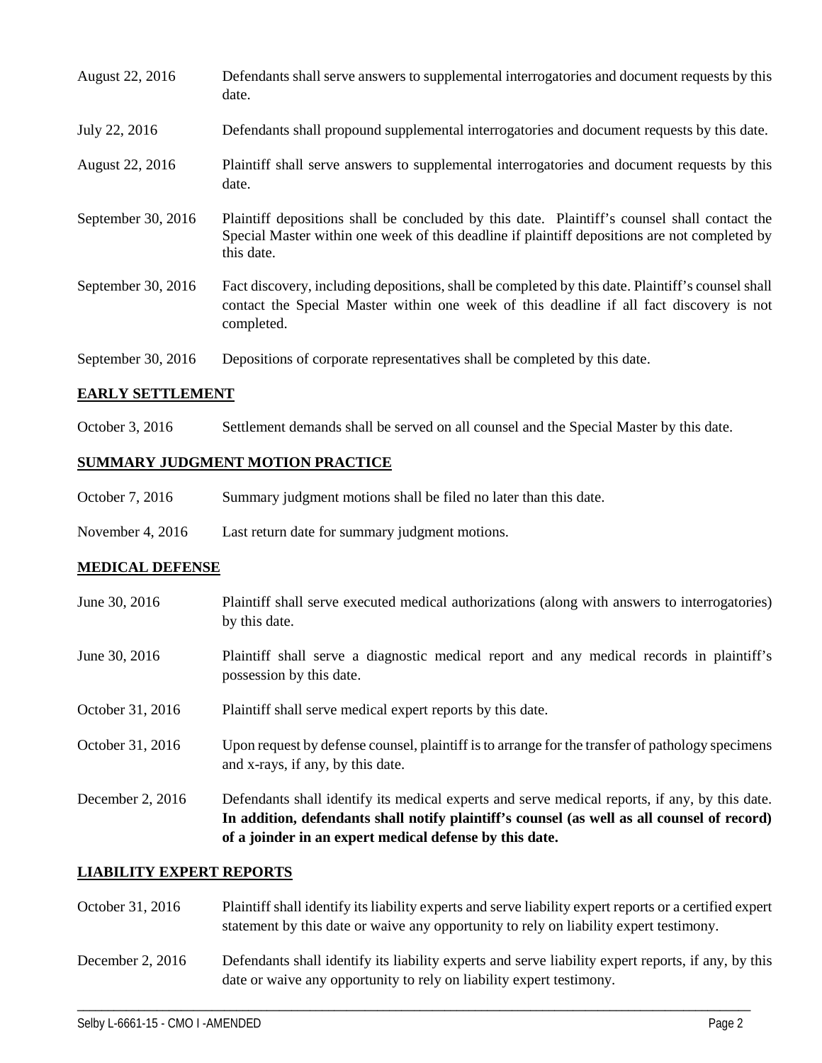| | |
|---|---|
| August 22, 2016 | Defendants shall serve answers to supplemental interrogatories and document requests by this date. |
| July 22, 2016 | Defendants shall propound supplemental interrogatories and document requests by this date. |
| August 22, 2016 | Plaintiff shall serve answers to supplemental interrogatories and document requests by this date. |
| September 30, 2016 | Plaintiff depositions shall be concluded by this date. Plaintiff's counsel shall contact the Special Master within one week of this deadline if plaintiff depositions are not completed by this date. |
| September 30, 2016 | Fact discovery, including depositions, shall be completed by this date. Plaintiff's counsel shall contact the Special Master within one week of this deadline if all fact discovery is not completed. |
| September 30, 2016 | Depositions of corporate representatives shall be completed by this date. |

## EARLY SETTLEMENT

| | |
|---|---|
| October 3, 2016 | Settlement demands shall be served on all counsel and the Special Master by this date. |

## SUMMARY JUDGMENT MOTION PRACTICE

| | |
|---|---|
| October 7, 2016 | Summary judgment motions shall be filed no later than this date. |
| November 4, 2016 | Last return date for summary judgment motions. |

## MEDICAL DEFENSE

| | |
|---|---|
| June 30, 2016 | Plaintiff shall serve executed medical authorizations (along with answers to interrogatories) by this date. |
| June 30, 2016 | Plaintiff shall serve a diagnostic medical report and any medical records in plaintiff's possession by this date. |
| October 31, 2016 | Plaintiff shall serve medical expert reports by this date. |
| October 31, 2016 | Upon request by defense counsel, plaintiff is to arrange for the transfer of pathology specimens and x-rays, if any, by this date. |
| December 2, 2016 | Defendants shall identify its medical experts and serve medical reports, if any, by this date. **In addition, defendants shall notify plaintiff's counsel (as well as all counsel of record) of a joinder in an expert medical defense by this date.** |

## LIABILITY EXPERT REPORTS

| | |
|---|---|
| October 31, 2016 | Plaintiff shall identify its liability experts and serve liability expert reports or a certified expert statement by this date or waive any opportunity to rely on liability expert testimony. |
| December 2, 2016 | Defendants shall identify its liability experts and serve liability expert reports, if any, by this date or waive any opportunity to rely on liability expert testimony. |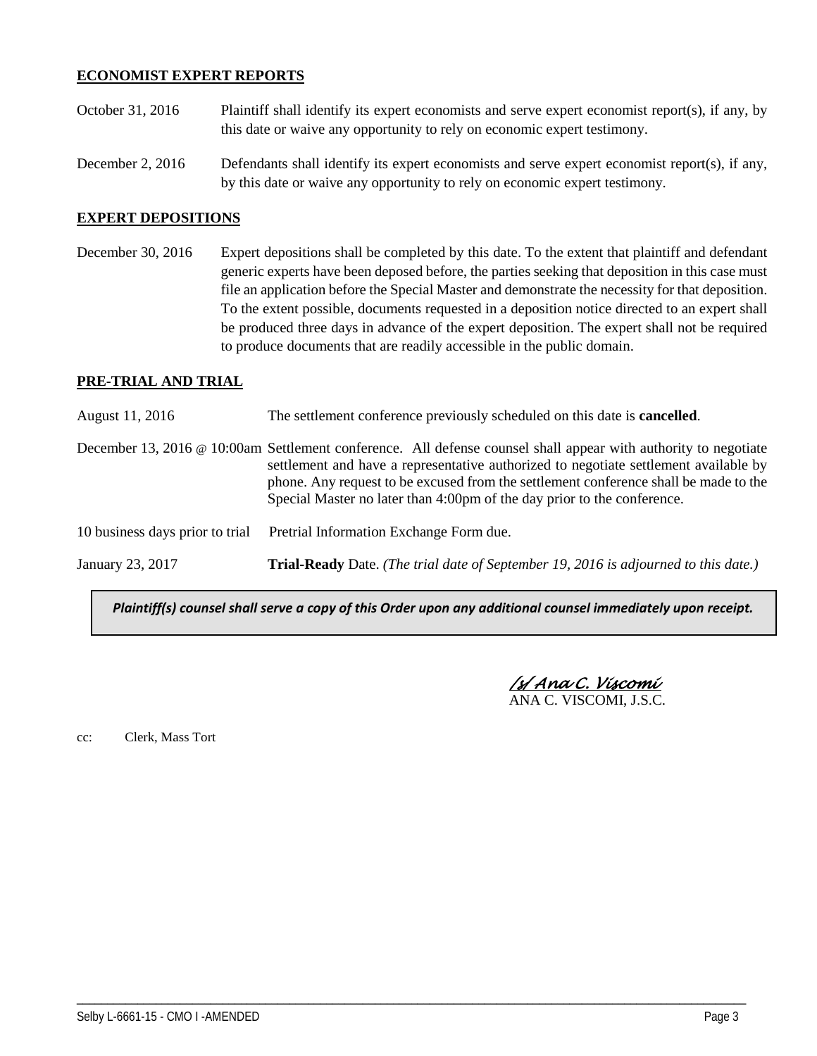**ECONOMIST EXPERT REPORTS**

| | |
|---|---|
| October 31, 2016 | Plaintiff shall identify its expert economists and serve expert economist report(s), if any, by this date or waive any opportunity to rely on economic expert testimony. |
| December 2, 2016 | Defendants shall identify its expert economists and serve expert economist report(s), if any, by this date or waive any opportunity to rely on economic expert testimony. |

**EXPERT DEPOSITIONS**

| | |
|---|---|
| December 30, 2016 | Expert depositions shall be completed by this date. To the extent that plaintiff and defendant generic experts have been deposed before, the parties seeking that deposition in this case must file an application before the Special Master and demonstrate the necessity for that deposition. To the extent possible, documents requested in a deposition notice directed to an expert shall be produced three days in advance of the expert deposition. The expert shall not be required to produce documents that are readily accessible in the public domain. |

**PRE-TRIAL AND TRIAL**

| | |
|---|---|
| August 11, 2016 | The settlement conference previously scheduled on this date is **cancelled**. |
| December 13, 2016 @ 10:00am | Settlement conference. All defense counsel shall appear with authority to negotiate settlement and have a representative authorized to negotiate settlement available by phone. Any request to be excused from the settlement conference shall be made to the Special Master no later than 4:00pm of the day prior to the conference. |
| 10 business days prior to trial | Pretrial Information Exchange Form due. |
| January 23, 2017 | **Trial-Ready** Date. *(The trial date of September 19, 2016 is adjourned to this date.)* |

***Plaintiff(s) counsel shall serve a copy of this Order upon any additional counsel immediately upon receipt.***

*/s/ Ana C. Viscomi*
ANA C. VISCOMI, J.S.C.

cc: Clerk, Mass Tort